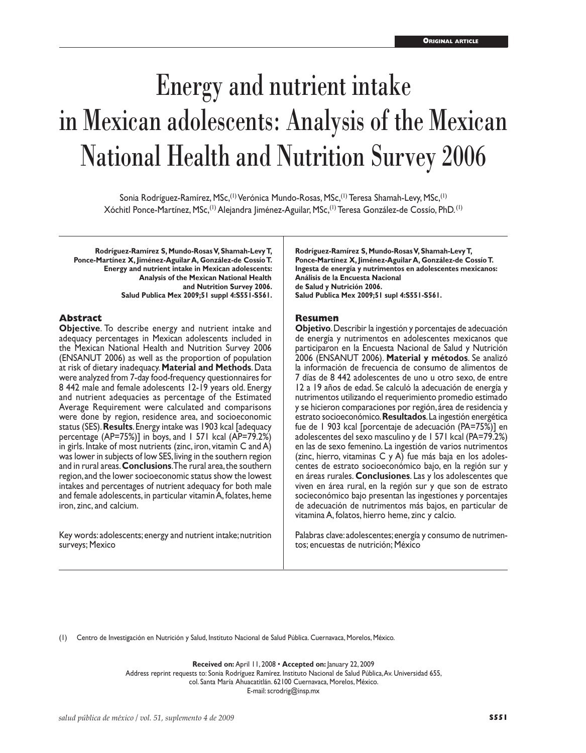Original article

# Energy and nutrient intake in Mexican adolescents: Analysis of the Mexican National Health and Nutrition Survey 2006

Sonia Rodríguez-Ramírez, MSc,[1] Verónica Mundo-Rosas, MSc,[1] Teresa Shamah-Levy, MSc,[1] Xóchitl Ponce-Martínez, MSc,[1] Alejandra Jiménez-Aguilar, MSc,[1] Teresa González-de Cossío, PhD.[1]

**Rodríguez-Ramírez S, Mundo-Rosas V, Shamah-Levy T, Ponce-Martínez X, Jiménez-Aguilar A, González-de Cossío T. Energy and nutrient intake in Mexican adolescents: Analysis of the Mexican National Health and Nutrition Survey 2006. Salud Publica Mex 2009;51 suppl 4:S551-S561.**

## Abstract

**Objective**. To describe energy and nutrient intake and adequacy percentages in Mexican adolescents included in the Mexican National Health and Nutrition Survey 2006 (ENSANUT 2006) as well as the proportion of population at risk of dietary inadequacy. **Material and Methods**. Data were analyzed from 7-day food-frequency questionnaires for 8 442 male and female adolescents 12-19 years old. Energy and nutrient adequacies as percentage of the Estimated Average Requirement were calculated and comparisons were done by region, residence area, and socioeconomic status (SES). **Results**. Energy intake was 1903 kcal [adequacy percentage (AP=75%)] in boys, and 1 571 kcal (AP=79.2%) in girls. Intake of most nutrients (zinc, iron, vitamin C and A) was lower in subjects of low SES, living in the southern region and in rural areas. **Conclusions**. The rural area, the southern region, and the lower socioeconomic status show the lowest intakes and percentages of nutrient adequacy for both male and female adolescents, in particular vitamin A, folates, heme iron, zinc, and calcium.

Key words: adolescents; energy and nutrient intake; nutrition surveys; Mexico

**Rodríguez-Ramírez S, Mundo-Rosas V, Shamah-Levy T, Ponce-Martínez X, Jiménez-Aguilar A, González-de Cossío T. Ingesta de energía y nutrimentos en adolescentes mexicanos: Análisis de la Encuesta Nacional de Salud y Nutrición 2006. Salud Publica Mex 2009;51 supl 4:S551-S561.**

## Resumen

**Objetivo**. Describir la ingestión y porcentajes de adecuación de energía y nutrimentos en adolescentes mexicanos que participaron en la Encuesta Nacional de Salud y Nutrición 2006 (ENSANUT 2006). **Material y métodos**. Se analizó la información de frecuencia de consumo de alimentos de 7 días de 8 442 adolescentes de uno u otro sexo, de entre 12 a 19 años de edad. Se calculó la adecuación de energía y nutrimentos utilizando el requerimiento promedio estimado y se hicieron comparaciones por región, área de residencia y estrato socioeconómico. **Resultados**. La ingestión energética fue de 1 903 kcal [porcentaje de adecuación (PA=75%)] en adolescentes del sexo masculino y de 1 571 kcal (PA=79.2%) en las de sexo femenino. La ingestión de varios nutrimentos (zinc, hierro, vitaminas C y A) fue más baja en los adolescentes de estrato socioeconómico bajo, en la región sur y en áreas rurales. **Conclusiones**. Las y los adolescentes que viven en área rural, en la región sur y que son de estrato socioeconómico bajo presentan las ingestiones y porcentajes de adecuación de nutrimentos más bajos, en particular de vitamina A, folatos, hierro heme, zinc y calcio.

Palabras clave: adolescentes; energía y consumo de nutrimentos; encuestas de nutrición; México

(1) Centro de Investigación en Nutrición y Salud, Instituto Nacional de Salud Pública. Cuernavaca, Morelos, México.

**Received on:** April 11, 2008 • **Accepted on:** January 22, 2009
Address reprint requests to: Sonia Rodríguez Ramírez. Instituto Nacional de Salud Pública, Av. Universidad 655, col. Santa María Ahuacatitlán. 62100 Cuernavaca, Morelos, México.
E-mail: scrodrig@insp.mx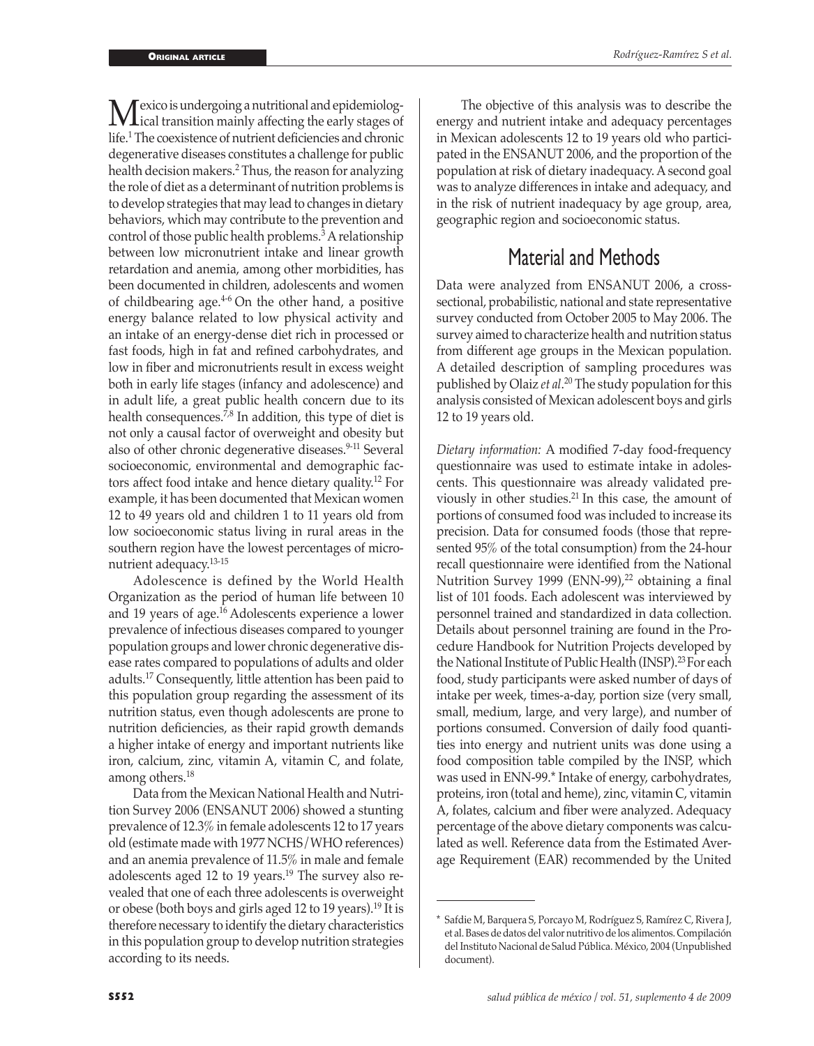Mexico is undergoing a nutritional and epidemiological transition mainly affecting the early stages of life.[1] The coexistence of nutrient deficiencies and chronic degenerative diseases constitutes a challenge for public health decision makers.[2] Thus, the reason for analyzing the role of diet as a determinant of nutrition problems is to develop strategies that may lead to changes in dietary behaviors, which may contribute to the prevention and control of those public health problems.[3] A relationship between low micronutrient intake and linear growth retardation and anemia, among other morbidities, has been documented in children, adolescents and women of childbearing age.[4-6] On the other hand, a positive energy balance related to low physical activity and an intake of an energy-dense diet rich in processed or fast foods, high in fat and refined carbohydrates, and low in fiber and micronutrients result in excess weight both in early life stages (infancy and adolescence) and in adult life, a great public health concern due to its health consequences.[7,8] In addition, this type of diet is not only a causal factor of overweight and obesity but also of other chronic degenerative diseases.[9-11] Several socioeconomic, environmental and demographic factors affect food intake and hence dietary quality.[12] For example, it has been documented that Mexican women 12 to 49 years old and children 1 to 11 years old from low socioeconomic status living in rural areas in the southern region have the lowest percentages of micronutrient adequacy.[13-15]

Adolescence is defined by the World Health Organization as the period of human life between 10 and 19 years of age.[16] Adolescents experience a lower prevalence of infectious diseases compared to younger population groups and lower chronic degenerative disease rates compared to populations of adults and older adults.[17] Consequently, little attention has been paid to this population group regarding the assessment of its nutrition status, even though adolescents are prone to nutrition deficiencies, as their rapid growth demands a higher intake of energy and important nutrients like iron, calcium, zinc, vitamin A, vitamin C, and folate, among others.[18]

Data from the Mexican National Health and Nutrition Survey 2006 (ENSANUT 2006) showed a stunting prevalence of 12.3% in female adolescents 12 to 17 years old (estimate made with 1977 NCHS/WHO references) and an anemia prevalence of 11.5% in male and female adolescents aged 12 to 19 years.[19] The survey also revealed that one of each three adolescents is overweight or obese (both boys and girls aged 12 to 19 years).[19] It is therefore necessary to identify the dietary characteristics in this population group to develop nutrition strategies according to its needs.

The objective of this analysis was to describe the energy and nutrient intake and adequacy percentages in Mexican adolescents 12 to 19 years old who participated in the ENSANUT 2006, and the proportion of the population at risk of dietary inadequacy. A second goal was to analyze differences in intake and adequacy, and in the risk of nutrient inadequacy by age group, area, geographic region and socioeconomic status.

# Material and Methods

Data were analyzed from ENSANUT 2006, a cross-sectional, probabilistic, national and state representative survey conducted from October 2005 to May 2006. The survey aimed to characterize health and nutrition status from different age groups in the Mexican population. A detailed description of sampling procedures was published by Olaiz *et al*.[20] The study population for this analysis consisted of Mexican adolescent boys and girls 12 to 19 years old.

*Dietary information:* A modified 7-day food-frequency questionnaire was used to estimate intake in adolescents. This questionnaire was already validated previously in other studies.[21] In this case, the amount of portions of consumed food was included to increase its precision. Data for consumed foods (those that represented 95% of the total consumption) from the 24-hour recall questionnaire were identified from the National Nutrition Survey 1999 (ENN-99),[22] obtaining a final list of 101 foods. Each adolescent was interviewed by personnel trained and standardized in data collection. Details about personnel training are found in the Procedure Handbook for Nutrition Projects developed by the National Institute of Public Health (INSP).[23] For each food, study participants were asked number of days of intake per week, times-a-day, portion size (very small, small, medium, large, and very large), and number of portions consumed. Conversion of daily food quantities into energy and nutrient units was done using a food composition table compiled by the INSP, which was used in ENN-99.* Intake of energy, carbohydrates, proteins, iron (total and heme), zinc, vitamin C, vitamin A, folates, calcium and fiber were analyzed. Adequacy percentage of the above dietary components was calculated as well. Reference data from the Estimated Average Requirement (EAR) recommended by the United

* Safdie M, Barquera S, Porcayo M, Rodríguez S, Ramírez C, Rivera J, et al. Bases de datos del valor nutritivo de los alimentos. Compilación del Instituto Nacional de Salud Pública. México, 2004 (Unpublished document).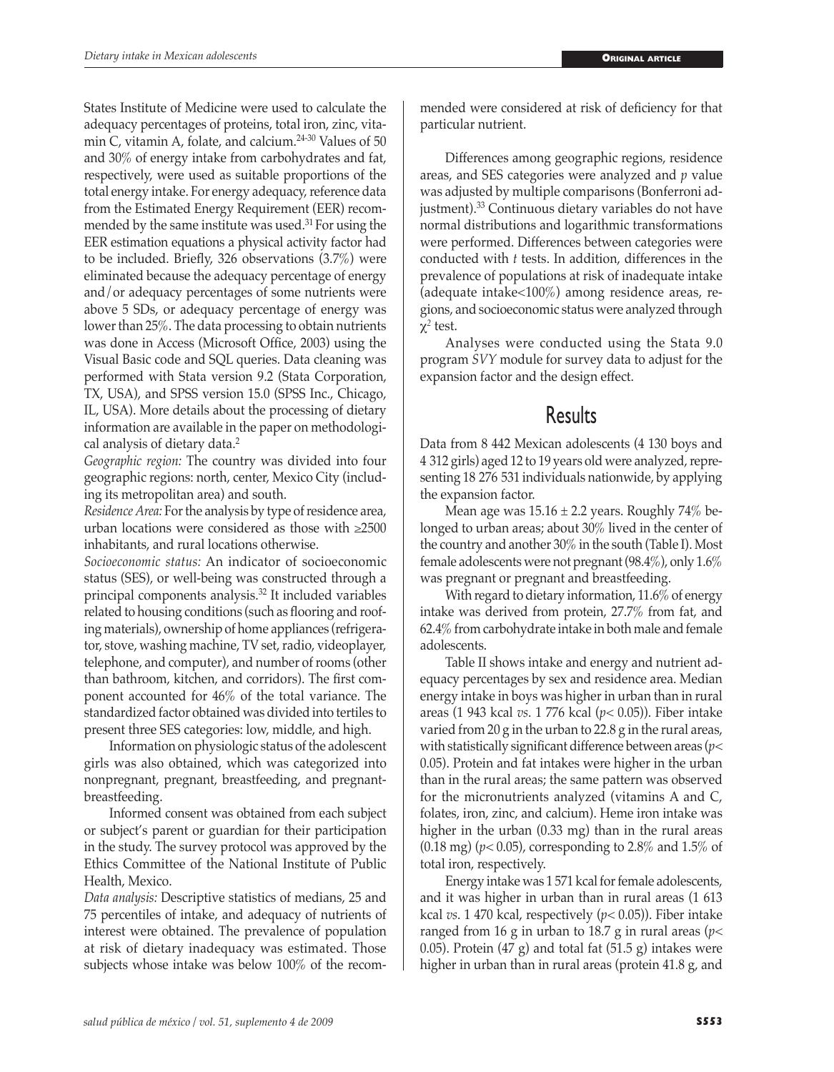States Institute of Medicine were used to calculate the adequacy percentages of proteins, total iron, zinc, vitamin C, vitamin A, folate, and calcium.[24-30] Values of 50 and 30% of energy intake from carbohydrates and fat, respectively, were used as suitable proportions of the total energy intake. For energy adequacy, reference data from the Estimated Energy Requirement (EER) recommended by the same institute was used.[31] For using the EER estimation equations a physical activity factor had to be included. Briefly, 326 observations (3.7%) were eliminated because the adequacy percentage of energy and/or adequacy percentages of some nutrients were above 5 SDs, or adequacy percentage of energy was lower than 25%. The data processing to obtain nutrients was done in Access (Microsoft Office, 2003) using the Visual Basic code and SQL queries. Data cleaning was performed with Stata version 9.2 (Stata Corporation, TX, USA), and SPSS version 15.0 (SPSS Inc., Chicago, IL, USA). More details about the processing of dietary information are available in the paper on methodological analysis of dietary data.[2]

*Geographic region:* The country was divided into four geographic regions: north, center, Mexico City (including its metropolitan area) and south.

*Residence Area:* For the analysis by type of residence area, urban locations were considered as those with ≥2500 inhabitants, and rural locations otherwise.

*Socioeconomic status:* An indicator of socioeconomic status (SES), or well-being was constructed through a principal components analysis.[32] It included variables related to housing conditions (such as flooring and roofing materials), ownership of home appliances (refrigerator, stove, washing machine, TV set, radio, videoplayer, telephone, and computer), and number of rooms (other than bathroom, kitchen, and corridors). The first component accounted for 46% of the total variance. The standardized factor obtained was divided into tertiles to present three SES categories: low, middle, and high.

Information on physiologic status of the adolescent girls was also obtained, which was categorized into nonpregnant, pregnant, breastfeeding, and pregnant-breastfeeding.

Informed consent was obtained from each subject or subject's parent or guardian for their participation in the study. The survey protocol was approved by the Ethics Committee of the National Institute of Public Health, Mexico.

*Data analysis:* Descriptive statistics of medians, 25 and 75 percentiles of intake, and adequacy of nutrients of interest were obtained. The prevalence of population at risk of dietary inadequacy was estimated. Those subjects whose intake was below 100% of the recommended were considered at risk of deficiency for that particular nutrient.

Differences among geographic regions, residence areas, and SES categories were analyzed and *p* value was adjusted by multiple comparisons (Bonferroni adjustment).[33] Continuous dietary variables do not have normal distributions and logarithmic transformations were performed. Differences between categories were conducted with *t* tests. In addition, differences in the prevalence of populations at risk of inadequate intake (adequate intake<100%) among residence areas, regions, and socioeconomic status were analyzed through $\chi^2$ test.

Analyses were conducted using the Stata 9.0 program *SVY* module for survey data to adjust for the expansion factor and the design effect.

# Results

Data from 8 442 Mexican adolescents (4 130 boys and 4 312 girls) aged 12 to 19 years old were analyzed, representing 18 276 531 individuals nationwide, by applying the expansion factor.

Mean age was 15.16 ± 2.2 years. Roughly 74% belonged to urban areas; about 30% lived in the center of the country and another 30% in the south (Table I). Most female adolescents were not pregnant (98.4%), only 1.6% was pregnant or pregnant and breastfeeding.

With regard to dietary information, 11.6% of energy intake was derived from protein, 27.7% from fat, and 62.4% from carbohydrate intake in both male and female adolescents.

Table II shows intake and energy and nutrient adequacy percentages by sex and residence area. Median energy intake in boys was higher in urban than in rural areas (1 943 kcal *vs*. 1 776 kcal ($p< 0.05$)). Fiber intake varied from 20 g in the urban to 22.8 g in the rural areas, with statistically significant difference between areas ($p< 0.05$). Protein and fat intakes were higher in the urban than in the rural areas; the same pattern was observed for the micronutrients analyzed (vitamins A and C, folates, iron, zinc, and calcium). Heme iron intake was higher in the urban (0.33 mg) than in the rural areas (0.18 mg) ($p< 0.05$), corresponding to 2.8% and 1.5% of total iron, respectively.

Energy intake was 1 571 kcal for female adolescents, and it was higher in urban than in rural areas (1 613 kcal *vs*. 1 470 kcal, respectively ($p< 0.05$)). Fiber intake ranged from 16 g in urban to 18.7 g in rural areas ($p< 0.05$). Protein (47 g) and total fat (51.5 g) intakes were higher in urban than in rural areas (protein 41.8 g, and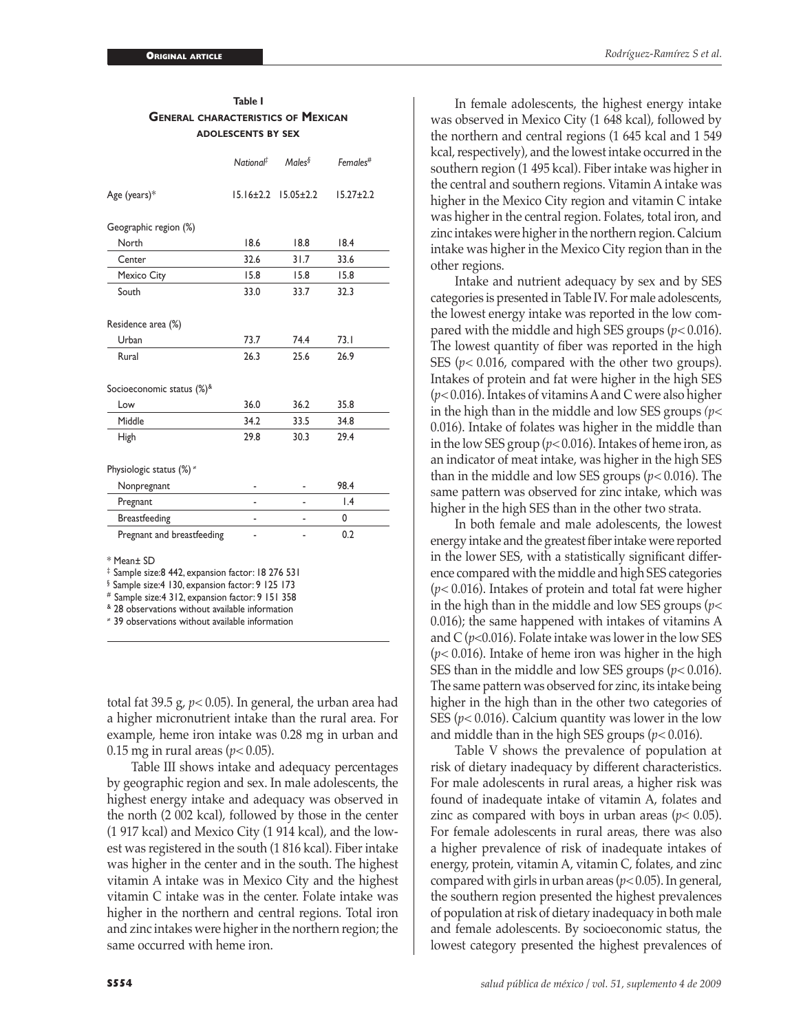**Table I**
**General characteristics of Mexican adolescents by sex**

| | National[‡] | Males[§] | Females[#] |
|---|---|---|---|
| Age (years)* | 15.16±2.2 | 15.05±2.2 | 15.27±2.2 |
| Geographic region (%) | | | |
| North | 18.6 | 18.8 | 18.4 |
| Center | 32.6 | 31.7 | 33.6 |
| Mexico City | 15.8 | 15.8 | 15.8 |
| South | 33.0 | 33.7 | 32.3 |
| Residence area (%) | | | |
| Urban | 73.7 | 74.4 | 73.1 |
| Rural | 26.3 | 25.6 | 26.9 |
| Socioeconomic status (%)[&] | | | |
| Low | 36.0 | 36.2 | 35.8 |
| Middle | 34.2 | 33.5 | 34.8 |
| High | 29.8 | 30.3 | 29.4 |
| Physiologic status (%)[≠] | | | |
| Nonpregnant | - | - | 98.4 |
| Pregnant | - | - | 1.4 |
| Breastfeeding | - | - | 0 |
| Pregnant and breastfeeding | - | - | 0.2 |

\* Mean± SD
‡ Sample size:8 442, expansion factor: 18 276 531
§ Sample size:4 130, expansion factor: 9 125 173
\# Sample size:4 312, expansion factor: 9 151 358
& 28 observations without available information
≠ 39 observations without available information

total fat 39.5 g, $p < 0.05$). In general, the urban area had a higher micronutrient intake than the rural area. For example, heme iron intake was 0.28 mg in urban and 0.15 mg in rural areas ($p < 0.05$).

Table III shows intake and adequacy percentages by geographic region and sex. In male adolescents, the highest energy intake and adequacy was observed in the north (2 002 kcal), followed by those in the center (1 917 kcal) and Mexico City (1 914 kcal), and the lowest was registered in the south (1 816 kcal). Fiber intake was higher in the center and in the south. The highest vitamin A intake was in Mexico City and the highest vitamin C intake was in the center. Folate intake was higher in the northern and central regions. Total iron and zinc intakes were higher in the northern region; the same occurred with heme iron.

In female adolescents, the highest energy intake was observed in Mexico City (1 648 kcal), followed by the northern and central regions (1 645 kcal and 1 549 kcal, respectively), and the lowest intake occurred in the southern region (1 495 kcal). Fiber intake was higher in the central and southern regions. Vitamin A intake was higher in the Mexico City region and vitamin C intake was higher in the central region. Folates, total iron, and zinc intakes were higher in the northern region. Calcium intake was higher in the Mexico City region than in the other regions.

Intake and nutrient adequacy by sex and by SES categories is presented in Table IV. For male adolescents, the lowest energy intake was reported in the low compared with the middle and high SES groups ($p < 0.016$). The lowest quantity of fiber was reported in the high SES ($p < 0.016$, compared with the other two groups). Intakes of protein and fat were higher in the high SES ($p < 0.016$). Intakes of vitamins A and C were also higher in the high than in the middle and low SES groups ($p < 0.016$). Intake of folates was higher in the middle than in the low SES group ($p < 0.016$). Intakes of heme iron, as an indicator of meat intake, was higher in the high SES than in the middle and low SES groups ($p < 0.016$). The same pattern was observed for zinc intake, which was higher in the high SES than in the other two strata.

In both female and male adolescents, the lowest energy intake and the greatest fiber intake were reported in the lower SES, with a statistically significant difference compared with the middle and high SES categories ($p < 0.016$). Intakes of protein and total fat were higher in the high than in the middle and low SES groups ($p < 0.016$); the same happened with intakes of vitamins A and C ($p < 0.016$). Folate intake was lower in the low SES ($p < 0.016$). Intake of heme iron was higher in the high SES than in the middle and low SES groups ($p < 0.016$). The same pattern was observed for zinc, its intake being higher in the high than in the other two categories of SES ($p < 0.016$). Calcium quantity was lower in the low and middle than in the high SES groups ($p < 0.016$).

Table V shows the prevalence of population at risk of dietary inadequacy by different characteristics. For male adolescents in rural areas, a higher risk was found of inadequate intake of vitamin A, folates and zinc as compared with boys in urban areas ($p < 0.05$). For female adolescents in rural areas, there was also a higher prevalence of risk of inadequate intakes of energy, protein, vitamin A, vitamin C, folates, and zinc compared with girls in urban areas ($p < 0.05$). In general, the southern region presented the highest prevalences of population at risk of dietary inadequacy in both male and female adolescents. By socioeconomic status, the lowest category presented the highest prevalences of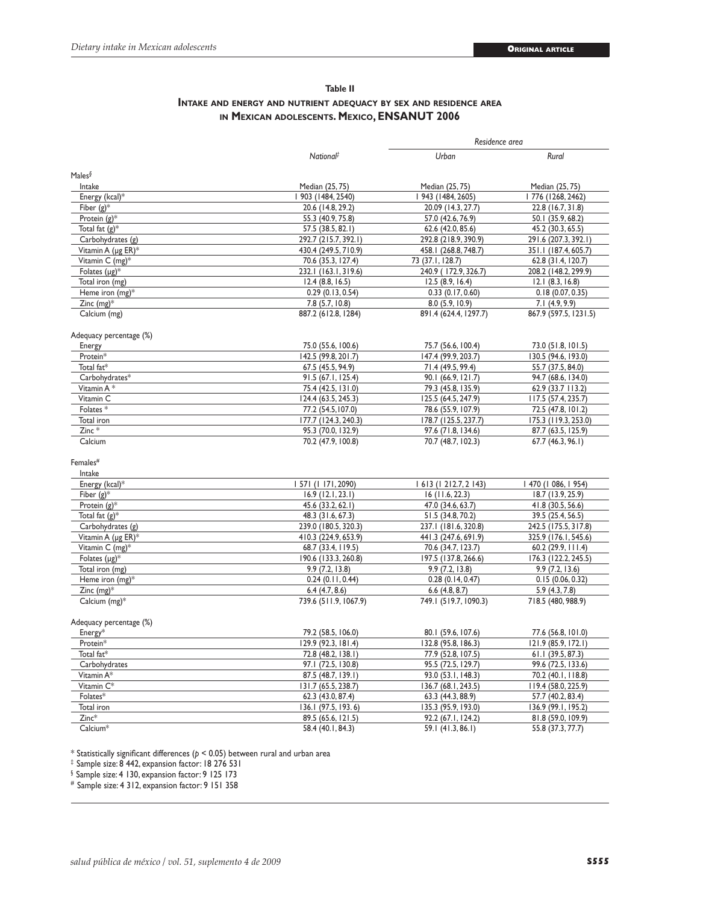**Table II**

**Intake and energy and nutrient adequacy by sex and residence area in Mexican adolescents. Mexico, ENSANUT 2006**

| | National‡ | Residence area | |
|---|---|---|---|
| | | *Urban* | *Rural* |
| Males§ | | | |
| Intake | Median (25, 75) | Median (25, 75) | Median (25, 75) |
| Energy (kcal)* | 1 903 (1484, 2540) | 1 943 (1484, 2605) | 1 776 (1268, 2462) |
| Fiber (g)* | 20.6 (14.8, 29.2) | 20.09 (14.3, 27.7) | 22.8 (16.7, 31.8) |
| Protein (g)* | 55.3 (40.9, 75.8) | 57.0 (42.6, 76.9) | 50.1 (35.9, 68.2) |
| Total fat (g)* | 57.5 (38.5, 82.1) | 62.6 (42.0, 85.6) | 45.2 (30.3, 65.5) |
| Carbohydrates (g) | 292.7 (215.7, 392.1) | 292.8 (218.9, 390.9) | 291.6 (207.3, 392.1) |
| Vitamin A (µg ER)* | 430.4 (249.5, 710.9) | 458.1 (268.8, 748.7) | 351.1 (187.4, 605.7) |
| Vitamin C (mg)* | 70.6 (35.3, 127.4) | 73 (37.1, 128.7) | 62.8 (31.4, 120.7) |
| Folates (µg)* | 232.1 (163.1, 319.6) | 240.9 ( 172.9, 326.7) | 208.2 (148.2, 299.9) |
| Total iron (mg) | 12.4 (8.8, 16.5) | 12.5 (8.9, 16.4) | 12.1 (8.3, 16.8) |
| Heme iron (mg)* | 0.29 (0.13, 0.54) | 0.33 (0.17, 0.60) | 0.18 (0.07, 0.35) |
| Zinc (mg)* | 7.8 (5.7, 10.8) | 8.0 (5.9, 10.9) | 7.1 (4.9, 9.9) |
| Calcium (mg) | 887.2 (612.8, 1284) | 891.4 (624.4, 1297.7) | 867.9 (597.5, 1231.5) |
| Adequacy percentage (%) | | | |
| Energy | 75.0 (55.6, 100.6) | 75.7 (56.6, 100.4) | 73.0 (51.8, 101.5) |
| Protein* | 142.5 (99.8, 201.7) | 147.4 (99.9, 203.7) | 130.5 (94.6, 193.0) |
| Total fat* | 67.5 (45.5, 94.9) | 71.4 (49.5, 99.4) | 55.7 (37.5, 84.0) |
| Carbohydrates* | 91.5 (67.1, 125.4) | 90.1 (66.9, 121.7) | 94.7 (68.6, 134.0) |
| Vitamin A * | 75.4 (42.5, 131.0) | 79.3 (45.8, 135.9) | 62.9 (33.7 113.2) |
| Vitamin C | 124.4 (63.5, 245.3) | 125.5 (64.5, 247.9) | 117.5 (57.4, 235.7) |
| Folates * | 77.2 (54.5,107.0) | 78.6 (55.9, 107.9) | 72.5 (47.8, 101.2) |
| Total iron | 177.7 (124.3, 240.3) | 178.7 (125.5, 237.7) | 175.3 (119.3, 253.0) |
| Zinc * | 95.3 (70.0, 132.9) | 97.6 (71.8, 134.6) | 87.7 (63.5, 125.9) |
| Calcium | 70.2 (47.9, 100.8) | 70.7 (48.7, 102.3) | 67.7 (46.3, 96.1) |
| Females# | | | |
| Intake | | | |
| Energy (kcal)* | 1 571 (1 171, 2090) | 1 613 (1 212.7, 2 143) | 1 470 (1 086, 1 954) |
| Fiber (g)* | 16.9 (12.1, 23.1) | 16 (11.6, 22.3) | 18.7 (13.9, 25.9) |
| Protein (g)* | 45.6 (33.2, 62.1) | 47.0 (34.6, 63.7) | 41.8 (30.5, 56.6) |
| Total fat (g)* | 48.3 (31.6, 67.3) | 51.5 (34.8, 70.2) | 39.5 (25.4, 56.5) |
| Carbohydrates (g) | 239.0 (180.5, 320.3) | 237.1 (181.6, 320.8) | 242.5 (175.5, 317.8) |
| Vitamin A (µg ER)* | 410.3 (224.9, 653.9) | 441.3 (247.6, 691.9) | 325.9 (176.1, 545.6) |
| Vitamin C (mg)* | 68.7 (33.4, 119.5) | 70.6 (34.7, 123.7) | 60.2 (29.9, 111.4) |
| Folates (µg)* | 190.6 (133.3, 260.8) | 197.5 (137.8, 266.6) | 176.3 (122.2, 245.5) |
| Total iron (mg) | 9.9 (7.2, 13.8) | 9.9 (7.2, 13.8) | 9.9 (7.2, 13.6) |
| Heme iron (mg)* | 0.24 (0.11, 0.44) | 0.28 (0.14, 0.47) | 0.15 (0.06, 0.32) |
| Zinc (mg)* | 6.4 (4.7, 8.6) | 6.6 (4.8, 8.7) | 5.9 (4.3, 7.8) |
| Calcium (mg)* | 739.6 (511.9, 1067.9) | 749.1 (519.7, 1090.3) | 718.5 (480, 988.9) |
| Adequacy percentage (%) | | | |
| Energy* | 79.2 (58.5, 106.0) | 80.1 (59.6, 107.6) | 77.6 (56.8, 101.0) |
| Protein* | 129.9 (92.3, 181.4) | 132.8 (95.8, 186.3) | 121.9 (85.9, 172.1) |
| Total fat* | 72.8 (48.2, 138.1) | 77.9 (52.8, 107.5) | 61.1 (39.5, 87.3) |
| Carbohydrates | 97.1 (72.5, 130.8) | 95.5 (72.5, 129.7) | 99.6 (72.5, 133.6) |
| Vitamin A* | 87.5 (48.7, 139.1) | 93.0 (53.1, 148.3) | 70.2 (40.1, 118.8) |
| Vitamin C* | 131.7 (65.5, 238.7) | 136.7 (68.1, 243.5) | 119.4 (58.0, 225.9) |
| Folates* | 62.3 (43.0, 87.4) | 63.3 (44.3, 88.9) | 57.7 (40.2, 83.4) |
| Total iron | 136.1 (97.5, 193. 6) | 135.3 (95.9, 193.0) | 136.9 (99.1, 195.2) |
| Zinc* | 89.5 (65.6, 121.5) | 92.2 (67.1, 124.2) | 81.8 (59.0, 109.9) |
| Calcium* | 58.4 (40.1, 84.3) | 59.1 (41.3, 86.1) | 55.8 (37.3, 77.7) |

\* Statistically significant differences ($p < 0.05$) between rural and urban area

‡ Sample size: 8 442, expansion factor: 18 276 531

§ Sample size: 4 130, expansion factor: 9 125 173

\# Sample size: 4 312, expansion factor: 9 151 358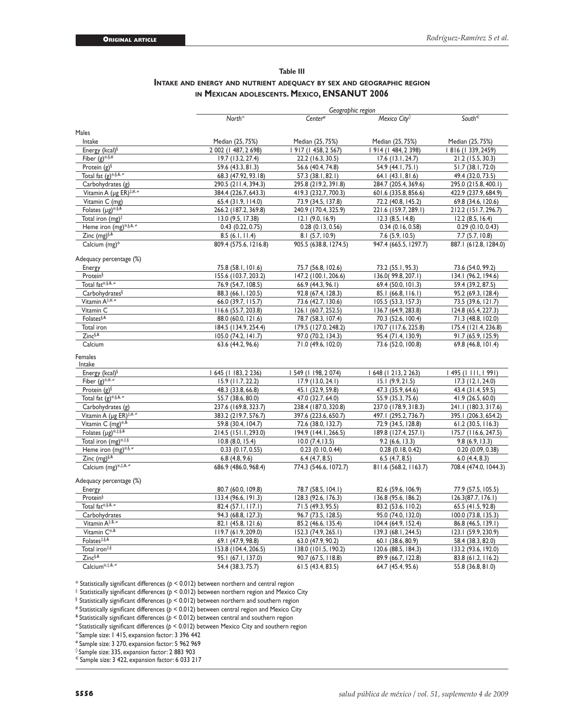**Table III**

**Intake and energy and nutrient adequacy by sex and geographic region in Mexican adolescents. Mexico, ENSANUT 2006**

| | *Geographic region* | | | |
|---|---|---|---|---|
| | *North*[∞] | *Center*[ø] | *Mexico City*[◊] | *South*[€] |
| Males | | | | |
| Intake | Median (25, 75%) | Median (25, 75%) | Median (25, 75%) | Median (25, 75%) |
| Energy (kcal)[§] | 2 002 (1 487, 2 698) | 1 917 (1 458, 2 567) | 1 914 (1 484, 2 398) | 1 816 (1 339, 2459) |
| Fiber (g)[*,§,#] | 19.7 (13.2, 27.4) | 22.2 (16.3, 30.5) | 17.6 (13.1, 24.7) | 21.2 (15.5, 30.3) |
| Protein (g)[§] | 59.6 (43.3, 81.3) | 56.6 (40.4, 74.8) | 54.9 (44.1, 75.1) | 51.7 (38.1, 72.0) |
| Total fat (g)[*,§,&,≠] | 68.3 (47.92, 93.18) | 57.3 (38.1, 82.1) | 64.1 (43.1, 81.6) | 49.4 (32.0, 73.5) |
| Carbohydrates (g) | 290.5 (211.4, 394.3) | 295.8 (219.2, 391.8) | 284.7 (205.4, 369.6) | 295.0 (215.8, 400.1) |
| Vitamin A (µg ER)[‡,#,≠] | 384.4 (226.7, 643.3) | 419.3 (232.7, 700.3) | 601.6 (335.8, 856.6) | 422.9 (237.9, 684.9) |
| Vitamin C (mg) | 65.4 (31.9, 114.0) | 73.9 (34.5, 137.8) | 72.2 (40.8, 145.2) | 69.8 (34.6, 120.6) |
| Folates (µg)[*,§,&] | 266.2 (187.2, 369.8) | 240.9 (170.4, 325.9) | 221.6 (159.7, 289.1) | 212.2 (151.7, 296.7) |
| Total iron (mg)[‡] | 13.0 (9.5, 17.38) | 12.1 (9.0, 16.9) | 12.3 (8.5, 14.8) | 12.2 (8.5, 16.4) |
| Heme iron (mg)[*,§,&,≠] | 0.43 (0.22, 0.75) | 0.28 (0.13, 0.56) | 0.34 (0.16, 0.58) | 0.29 (0.10, 0.43) |
| Zinc (mg)[§,&] | 8.5 (6.1, 11.4) | 8.1 (5.7, 10.9) | 7.6 (5.9, 10.5) | 7.7 (5.7, 10.8) |
| Calcium (mg)[*] | 809.4 (575.6, 1216.8) | 905.5 (638.8, 1274.5) | 947.4 (665.5, 1297.7) | 887.1 (612.8, 1284.0) |
| Adequacy percentage (%) | | | | |
| Energy | 75.8 (58.1, 101.6) | 75.7 (56.8, 102.6) | 73.2 (55.1, 95.3) | 73.6 (54.0, 99.2) |
| Protein[§] | 155.6 (103.7, 203.2) | 147.2 (100.1, 206.6) | 136.0( 99.8, 207.1) | 134.1 (96.2, 194.6) |
| Total fat[*,§,&,≠] | 76.9 (54.7, 108.5) | 66.9 (44.3, 96.1) | 69.4 (50.0, 101.3) | 59.4 (39.2, 87.5) |
| Carbohydrates[§] | 88.3 (66.1, 120.5) | 92.8 (67.4, 128.3) | 85.1 (66.8, 116.1) | 95.2 (69.3, 128.4) |
| Vitamin A[‡,#,≠] | 66.0 (39.7, 115.7) | 73.6 (42.7, 130.6) | 105.5 (53.3, 157.3) | 73.5 (39.6, 121.7) |
| Vitamin C | 116.6 (55.7, 203.8) | 126.1 (60.7, 252.5) | 136.7 (64.9, 283.8) | 124.8 (65.4, 227.3) |
| Folates[§,&] | 88.0 (60.0, 121.6) | 78.7 (58.3, 107.4) | 70.3 (52.6, 100.4) | 71.3 (48.8, 102.0) |
| Total iron | 184.5 (134.9, 254.4) | 179.5 (127.0, 248.2) | 170.7 (117.6, 225.8) | 175.4 (121.4, 236.8) |
| Zinc[§,&] | 105.0 (74.2, 141.7) | 97.0 (70.2, 134.3) | 95.4 (71.4, 130.9) | 91.7 (65.9, 125.9) |
| Calcium | 63.6 (44.2, 96.6) | 71.0 (49.6, 102.0) | 73.6 (52.0, 100.8) | 69.8 (46.8, 101.4) |
| Females | | | | |
| Intake | | | | |
| Energy (kcal)[§] | 1 645 (1 183, 2 236) | 1 549 (1 198, 2 074) | 1 648 (1 213, 2 263) | 1 495 (1 111, 1 991) |
| Fiber (g)[*,#,≠] | 15.9 (11.7, 22.2) | 17.9 (13.0, 24.1) | 15.1 (9.9, 21.5) | 17.3 (12.1, 24.0) |
| Protein (g)[§] | 48.3 (33.8, 66.8) | 45.1 (32.9, 59.8) | 47.3 (35.9, 64.6) | 43.4 (31.4, 59.5) |
| Total fat (g)[*,§,&,≠] | 55.7 (38.6, 80.0) | 47.0 (32.7, 64.0) | 55.9 (35.3, 75.6) | 41.9 (26.5, 60.0) |
| Carbohydrates (g) | 237.6 (169.8, 323.7) | 238.4 (187.0, 320.8) | 237.0 (178.9, 318.3) | 241.1 (180.3, 317.6) |
| Vitamin A (µg ER)[‡,#,≠] | 383.2 (219.7, 576.7) | 397.6 (223.6, 650.7) | 497.1 (295.2, 736.7) | 395.1 (206.3, 654.2) |
| Vitamin C (mg)[*,&] | 59.8 (30.4, 104.7) | 72.6 (38.0, 132.7) | 72.9 (34.5, 128.8) | 61.2 (30.5, 116.3) |
| Folates (µg)[*,‡,§,&] | 214.5 (151.1, 293.0) | 194.9 (144.1, 266.5) | 189.8 (127.4, 257.1) | 175.7 (116.6, 247.5) |
| Total iron (mg)[*,‡,§] | 10.8 (8.0, 15.4) | 10.0 (7.4,13.5) | 9.2 (6.6, 13.3) | 9.8 (6.9, 13.3) |
| Heme iron (mg)[*,§,≠] | 0.33 (0.17, 0.55) | 0.23 (0.10, 0.44) | 0.28 (0.18, 0.42) | 0.20 (0.09, 0.38) |
| Zinc (mg)[§,&] | 6.8 (4.8, 9.6) | 6.4 (4.7, 8.5) | 6.5 (4.7, 8.5) | 6.0 (4.4, 8.3) |
| Calcium (mg)[*,‡,&,≠] | 686.9 (486.0, 968.4) | 774.3 (546.6, 1072.7) | 811.6 (568.2, 1163.7) | 708.4 (474.0, 1044.3) |
| Adequacy percentage (%) | | | | |
| Energy | 80.7 (60.0, 109.8) | 78.7 (58.5, 104.1) | 82.6 (59.6, 106.9) | 77.9 (57.5, 105.5) |
| Protein[§] | 133.4 (96.6, 191.3) | 128.3 (92.6, 176.3) | 136.8 (95.6, 186.2) | 126.3(87.7, 176.1) |
| Total fat[*,§,&,≠] | 82.4 (57.1, 117.1) | 71.5 (49.3, 95.5) | 83.2 (53.6, 110.2) | 65.5 (41.5, 92.8) |
| Carbohydrates | 94.3 (68.8, 127.3) | 96.7 (73.5, 128.5) | 95.0 (74.0, 132.0) | 100.0 (73.8, 135.3) |
| Vitamin A[‡,$,≠] | 82.1 (45.8, 121.6) | 85.2 (46.6, 135.4) | 104.4 (64.9, 152.4) | 86.8 (46.5, 139.1) |
| Vitamin C[*,&] | 119.7 (61.9, 209.0) | 152.3 (74.9, 265.1) | 139.3 (68.1, 244.5) | 123.1 (59.9, 230.9) |
| Folates[‡,§,&] | 69.1 (47.9, 98.8) | 63.0 (47.9, 90.2) | 60.1 (38.6, 80.9) | 58.4 (38.3, 82.0) |
| Total iron[‡,§] | 153.8 (104.4, 206.5) | 138.0 (101.5, 190.2) | 120.6 (88.5, 184.3) | 133.2 (93.6, 192.0) |
| Zinc[§,&] | 95.1 (67.1, 137.0) | 90.7 (67.5, 118.8) | 89.9 (66.7, 122.8) | 83.8 (61.2, 116.2) |
| Calcium[*,‡,&,≠] | 54.4 (38.3, 75.7) | 61.5 (43.4, 83.5) | 64.7 (45.4, 95.6) | 55.8 (36.8, 81.0) |

\* Statistically significant differences ($p < 0.012$) between northern and central region

‡ Statistically significant differences ($p < 0.012$) between northern region and Mexico City

§ Statistically significant differences ($p < 0.012$) between northern and southern region

\# Statistically significant differences ($p < 0.012$) between central region and Mexico City

& Statistically significant differences ($p < 0.012$) between central and southern region

≠ Statistically significant differences ($p < 0.012$) between Mexico City and southern region

∞ Sample size: 1 415, expansion factor: 3 396 442

ø Sample size: 3 270, expansion factor: 5 962 969

◊ Sample size: 335, expansion factor: 2 883 903

€ Sample size: 3 422, expansion factor: 6 033 217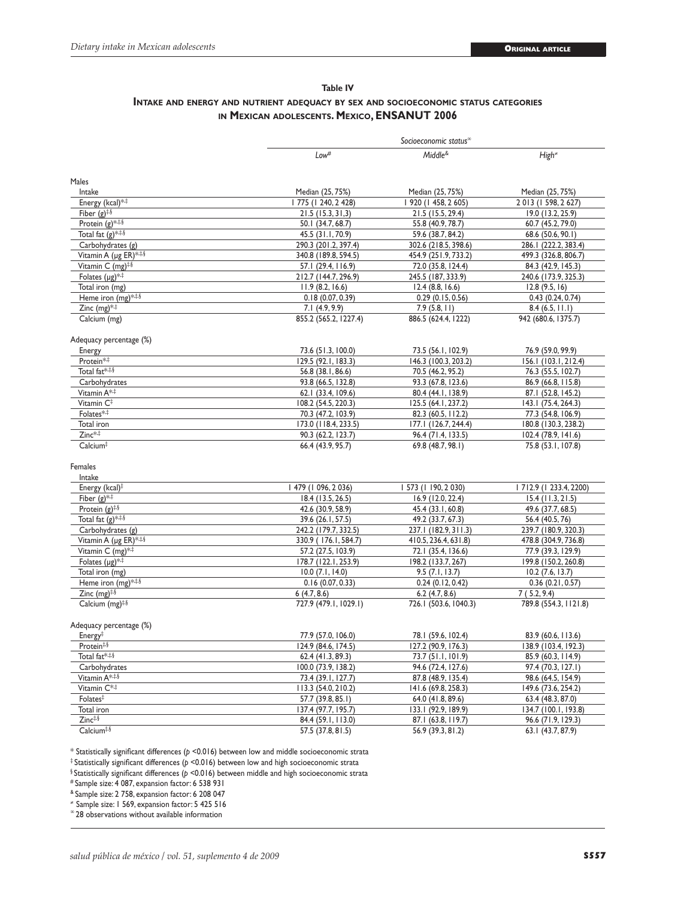**Table IV**

**Intake and energy and nutrient adequacy by sex and socioeconomic status categories in Mexican adolescents. Mexico, ENSANUT 2006**

| | Socioeconomic status[∞] | | |
|---|---|---|---|
| | Low[#] | Middle[&] | High[≠] |
| Males | | | |
| Intake | Median (25, 75%) | Median (25, 75%) | Median (25, 75%) |
| Energy (kcal)[*,‡] | 1 775 (1 240, 2 428) | 1 920 (1 458, 2 605) | 2 013 (1 598, 2 627) |
| Fiber (g)[‡,§] | 21.5 (15.3, 31,3) | 21.5 (15.5, 29.4) | 19.0 (13.2, 25.9) |
| Protein (g)[*,‡,§] | 50.1 (34.7, 68.7) | 55.8 (40.9, 78.7) | 60.7 (45.2, 79.0) |
| Total fat (g)[*,‡,§] | 45.5 (31.1, 70.9) | 59.6 (38.7, 84.2) | 68.6 (50.6, 90.1) |
| Carbohydrates (g) | 290.3 (201.2, 397.4) | 302.6 (218.5, 398.6) | 286.1 (222.2, 383.4) |
| Vitamin A (μg ER)[*,‡,§] | 340.8 (189.8, 594.5) | 454.9 (251.9, 733.2) | 499.3 (326.8, 806.7) |
| Vitamin C (mg)[‡,§] | 57.1 (29.4, 116.9) | 72.0 (35.8, 124.4) | 84.3 (42.9, 145.3) |
| Folates (μg)[*,‡] | 212.7 (144.7, 296.9) | 245.5 (187, 333.9) | 240.6 (173.9, 325.3) |
| Total iron (mg) | 11.9 (8.2, 16.6) | 12.4 (8.8, 16.6) | 12.8 (9.5, 16) |
| Heme iron (mg)[*,‡,§] | 0.18 (0.07, 0.39) | 0.29 (0.15, 0.56) | 0.43 (0.24, 0.74) |
| Zinc (mg)[*,‡] | 7.1 (4.9, 9.9) | 7.9 (5.8, 11) | 8.4 (6.5, 11.1) |
| Calcium (mg) | 855.2 (565.2, 1227.4) | 886.5 (624.4, 1222) | 942 (680.6, 1375.7) |
| Adequacy percentage (%) | | | |
| Energy | 73.6 (51.3, 100.0) | 73.5 (56.1, 102.9) | 76.9 (59.0, 99.9) |
| Protein[*,‡] | 129.5 (92.1, 183.3) | 146.3 (100.3, 203.2) | 156.1 (103.1, 212.4) |
| Total fat[*,‡,§] | 56.8 (38.1, 86.6) | 70.5 (46.2, 95.2) | 76.3 (55.5, 102.7) |
| Carbohydrates | 93.8 (66.5, 132.8) | 93.3 (67.8, 123.6) | 86.9 (66.8, 115.8) |
| Vitamin A[*,‡] | 62.1 (33.4, 109.6) | 80.4 (44.1, 138.9) | 87.1 (52.8, 145.2) |
| Vitamin C[‡] | 108.2 (54.5, 220.3) | 125.5 (64.1, 237.2) | 143.1 (75.4, 264.3) |
| Folates[*,‡] | 70.3 (47.2, 103.9) | 82.3 (60.5, 112.2) | 77.3 (54.8, 106.9) |
| Total iron | 173.0 (118.4, 233.5) | 177.1 (126.7, 244.4) | 180.8 (130.3, 238.2) |
| Zinc[*,‡] | 90.3 (62.2, 123.7) | 96.4 (71.4, 133.5) | 102.4 (78.9, 141.6) |
| Calcium[‡] | 66.4 (43.9, 95.7) | 69.8 (48.7, 98.1) | 75.8 (53.1, 107.8) |
| Females | | | |
| Intake | | | |
| Energy (kcal)[‡] | 1 479 (1 096, 2 036) | 1 573 (1 190, 2 030) | 1 712.9 (1 233.4, 2200) |
| Fiber (g)[*,‡] | 18.4 (13.5, 26.5) | 16.9 (12.0, 22.4) | 15.4 (11.3, 21.5) |
| Protein (g)[‡,§] | 42.6 (30.9, 58.9) | 45.4 (33.1, 60.8) | 49.6 (37.7, 68.5) |
| Total fat (g)[*,‡,§] | 39.6 (26.1, 57.5) | 49.2 (33.7, 67.3) | 56.4 (40.5, 76) |
| Carbohydrates (g) | 242.2 (179.7, 332.5) | 237.1 (182.9, 311.3) | 239.7 (180.9, 320.3) |
| Vitamin A (μg ER)[*,‡,§] | 330.9 ( 176.1, 584.7) | 410.5, 236.4, 631.8) | 478.8 (304.9, 736.8) |
| Vitamin C (mg)[*,‡] | 57.2 (27.5, 103.9) | 72.1 (35.4, 136.6) | 77.9 (39.3, 129.9) |
| Folates (μg)[*,‡] | 178.7 (122.1, 253.9) | 198.2 (133.7, 267) | 199.8 (150.2, 260.8) |
| Total iron (mg) | 10.0 (7.1, 14.0) | 9.5 (7.1, 13.7) | 10.2 (7.6, 13.7) |
| Heme iron (mg)[*,‡,§] | 0.16 (0.07, 0.33) | 0.24 (0.12, 0.42) | 0.36 (0.21, 0.57) |
| Zinc (mg)[‡,§] | 6 (4.7, 8.6) | 6.2 (4.7, 8.6) | 7 ( 5.2, 9.4) |
| Calcium (mg)[‡,§] | 727.9 (479.1, 1029.1) | 726.1 (503.6, 1040.3) | 789.8 (554.3, 1121.8) |
| Adequacy percentage (%) | | | |
| Energy[‡] | 77.9 (57.0, 106.0) | 78.1 (59.6, 102.4) | 83.9 (60.6, 113.6) |
| Protein[‡,§] | 124.9 (84.6, 174.5) | 127.2 (90.9, 176.3) | 138.9 (103.4, 192.3) |
| Total fat[*,‡,§] | 62.4 (41.3, 89.3) | 73.7 (51.1, 101.9) | 85.9 (60.3, 114.9) |
| Carbohydrates | 100.0 (73.9, 138.2) | 94.6 (72.4, 127.6) | 97.4 (70.3, 127.1) |
| Vitamin A[*,‡,§] | 73.4 (39.1, 127.7) | 87.8 (48.9, 135.4) | 98.6 (64.5, 154.9) |
| Vitamin C[*,‡] | 113.3 (54.0, 210.2) | 141.6 (69.8, 258.3) | 149.6 (73.6, 254.2) |
| Folates[‡] | 57.7 (39.8, 85.1) | 64.0 (41.8, 89.6) | 63.4 (48.3, 87.0) |
| Total iron | 137.4 (97.7, 195.7) | 133.1 (92.9, 189.9) | 134.7 (100.1, 193.8) |
| Zinc[‡,§] | 84.4 (59.1, 113.0) | 87.1 (63.8, 119.7) | 96.6 (71.9, 129.3) |
| Calcium[‡,§] | 57.5 (37.8, 81.5) | 56.9 (39.3, 81.2) | 63.1 (43.7, 87.9) |

\* Statistically significant differences ($p$ <0.016) between low and middle socioeconomic strata

‡ Statistically significant differences ($p$ <0.016) between low and high socioeconomic strata

§ Statistically significant differences ($p$ <0.016) between middle and high socioeconomic strata

# Sample size: 4 087, expansion factor: 6 538 931

& Sample size: 2 758, expansion factor: 6 208 047

≠ Sample size: 1 569, expansion factor: 5 425 516

∞ 28 observations without available information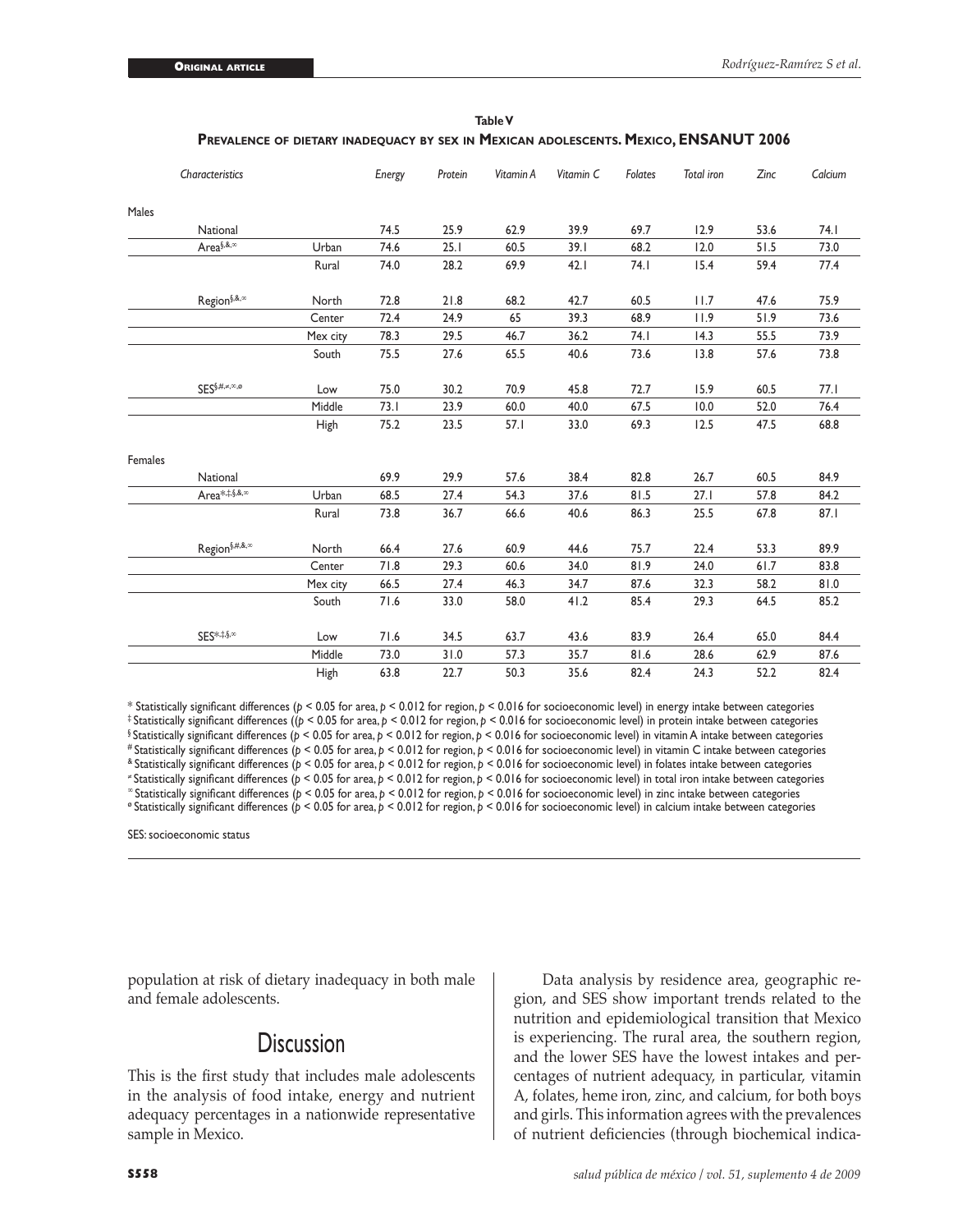**Table V**

**Prevalence of dietary inadequacy by sex in Mexican adolescents. Mexico, ENSANUT 2006**

| Characteristics | | Energy | Protein | Vitamin A | Vitamin C | Folates | Total iron | Zinc | Calcium |
|---|---|---|---|---|---|---|---|---|---|
| **Males** | | | | | | | | | |
| National | | 74.5 | 25.9 | 62.9 | 39.9 | 69.7 | 12.9 | 53.6 | 74.1 |
| Area§,&,∞ | Urban | 74.6 | 25.1 | 60.5 | 39.1 | 68.2 | 12.0 | 51.5 | 73.0 |
| | Rural | 74.0 | 28.2 | 69.9 | 42.1 | 74.1 | 15.4 | 59.4 | 77.4 |
| Region§,&,∞ | North | 72.8 | 21.8 | 68.2 | 42.7 | 60.5 | 11.7 | 47.6 | 75.9 |
| | Center | 72.4 | 24.9 | 65 | 39.3 | 68.9 | 11.9 | 51.9 | 73.6 |
| | Mex city | 78.3 | 29.5 | 46.7 | 36.2 | 74.1 | 14.3 | 55.5 | 73.9 |
| | South | 75.5 | 27.6 | 65.5 | 40.6 | 73.6 | 13.8 | 57.6 | 73.8 |
| SES§,#,≠,∞,ø | Low | 75.0 | 30.2 | 70.9 | 45.8 | 72.7 | 15.9 | 60.5 | 77.1 |
| | Middle | 73.1 | 23.9 | 60.0 | 40.0 | 67.5 | 10.0 | 52.0 | 76.4 |
| | High | 75.2 | 23.5 | 57.1 | 33.0 | 69.3 | 12.5 | 47.5 | 68.8 |
| **Females** | | | | | | | | | |
| National | | 69.9 | 29.9 | 57.6 | 38.4 | 82.8 | 26.7 | 60.5 | 84.9 |
| Area*,‡,§,&,∞ | Urban | 68.5 | 27.4 | 54.3 | 37.6 | 81.5 | 27.1 | 57.8 | 84.2 |
| | Rural | 73.8 | 36.7 | 66.6 | 40.6 | 86.3 | 25.5 | 67.8 | 87.1 |
| Region§,#,&,∞ | North | 66.4 | 27.6 | 60.9 | 44.6 | 75.7 | 22.4 | 53.3 | 89.9 |
| | Center | 71.8 | 29.3 | 60.6 | 34.0 | 81.9 | 24.0 | 61.7 | 83.8 |
| | Mex city | 66.5 | 27.4 | 46.3 | 34.7 | 87.6 | 32.3 | 58.2 | 81.0 |
| | South | 71.6 | 33.0 | 58.0 | 41.2 | 85.4 | 29.3 | 64.5 | 85.2 |
| SES*,‡,§,∞ | Low | 71.6 | 34.5 | 63.7 | 43.6 | 83.9 | 26.4 | 65.0 | 84.4 |
| | Middle | 73.0 | 31.0 | 57.3 | 35.7 | 81.6 | 28.6 | 62.9 | 87.6 |
| | High | 63.8 | 22.7 | 50.3 | 35.6 | 82.4 | 24.3 | 52.2 | 82.4 |

\* Statistically significant differences ($p < 0.05$ for area, $p < 0.012$ for region, $p < 0.016$ for socioeconomic level) in energy intake between categories
‡ Statistically significant differences (($p < 0.05$ for area, $p < 0.012$ for region, $p < 0.016$ for socioeconomic level) in protein intake between categories
§ Statistically significant differences ($p < 0.05$ for area, $p < 0.012$ for region, $p < 0.016$ for socioeconomic level) in vitamin A intake between categories
\# Statistically significant differences ($p < 0.05$ for area, $p < 0.012$ for region, $p < 0.016$ for socioeconomic level) in vitamin C intake between categories
& Statistically significant differences ($p < 0.05$ for area, $p < 0.012$ for region, $p < 0.016$ for socioeconomic level) in folates intake between categories
≠ Statistically significant differences ($p < 0.05$ for area, $p < 0.012$ for region, $p < 0.016$ for socioeconomic level) in total iron intake between categories
∞ Statistically significant differences ($p < 0.05$ for area, $p < 0.012$ for region, $p < 0.016$ for socioeconomic level) in zinc intake between categories
ø Statistically significant differences ($p < 0.05$ for area, $p < 0.012$ for region, $p < 0.016$ for socioeconomic level) in calcium intake between categories

SES: socioeconomic status

population at risk of dietary inadequacy in both male and female adolescents.

# Discussion

This is the first study that includes male adolescents in the analysis of food intake, energy and nutrient adequacy percentages in a nationwide representative sample in Mexico.

Data analysis by residence area, geographic region, and SES show important trends related to the nutrition and epidemiological transition that Mexico is experiencing. The rural area, the southern region, and the lower SES have the lowest intakes and percentages of nutrient adequacy, in particular, vitamin A, folates, heme iron, zinc, and calcium, for both boys and girls. This information agrees with the prevalences of nutrient deficiencies (through biochemical indica-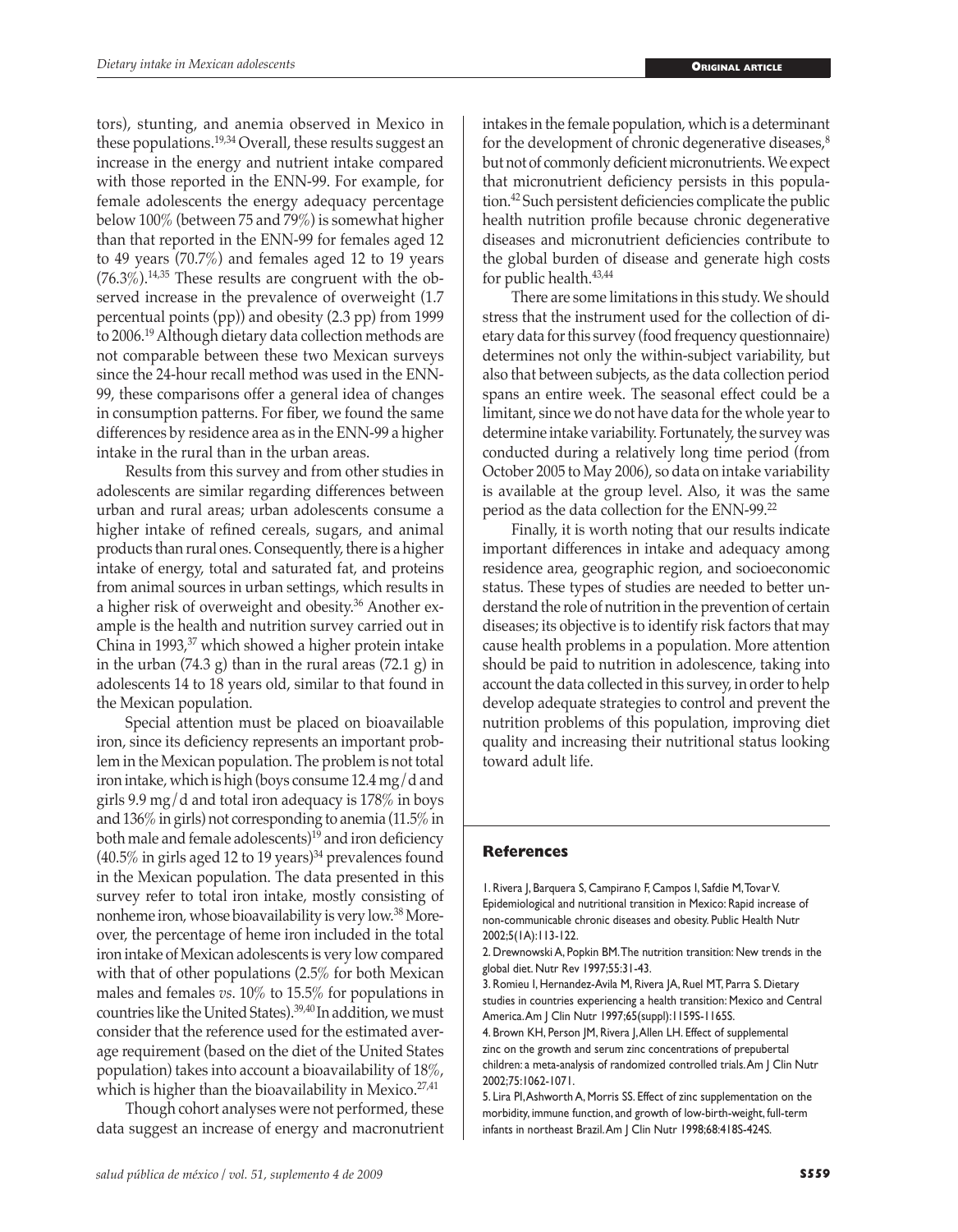tors), stunting, and anemia observed in Mexico in these populations.[19,34] Overall, these results suggest an increase in the energy and nutrient intake compared with those reported in the ENN-99. For example, for female adolescents the energy adequacy percentage below 100% (between 75 and 79%) is somewhat higher than that reported in the ENN-99 for females aged 12 to 49 years (70.7%) and females aged 12 to 19 years (76.3%).[14,35] These results are congruent with the observed increase in the prevalence of overweight (1.7 percentual points (pp)) and obesity (2.3 pp) from 1999 to 2006.[19] Although dietary data collection methods are not comparable between these two Mexican surveys since the 24-hour recall method was used in the ENN-99, these comparisons offer a general idea of changes in consumption patterns. For fiber, we found the same differences by residence area as in the ENN-99 a higher intake in the rural than in the urban areas.

Results from this survey and from other studies in adolescents are similar regarding differences between urban and rural areas; urban adolescents consume a higher intake of refined cereals, sugars, and animal products than rural ones. Consequently, there is a higher intake of energy, total and saturated fat, and proteins from animal sources in urban settings, which results in a higher risk of overweight and obesity.[36] Another example is the health and nutrition survey carried out in China in 1993,[37] which showed a higher protein intake in the urban (74.3 g) than in the rural areas (72.1 g) in adolescents 14 to 18 years old, similar to that found in the Mexican population.

Special attention must be placed on bioavailable iron, since its deficiency represents an important problem in the Mexican population. The problem is not total iron intake, which is high (boys consume 12.4 mg/d and girls 9.9 mg/d and total iron adequacy is 178% in boys and 136% in girls) not corresponding to anemia (11.5% in both male and female adolescents)[19] and iron deficiency (40.5% in girls aged 12 to 19 years)[34] prevalences found in the Mexican population. The data presented in this survey refer to total iron intake, mostly consisting of nonheme iron, whose bioavailability is very low.[38] Moreover, the percentage of heme iron included in the total iron intake of Mexican adolescents is very low compared with that of other populations (2.5% for both Mexican males and females *vs*. 10% to 15.5% for populations in countries like the United States).[39,40] In addition, we must consider that the reference used for the estimated average requirement (based on the diet of the United States population) takes into account a bioavailability of 18%, which is higher than the bioavailability in Mexico.[27,41]

Though cohort analyses were not performed, these data suggest an increase of energy and macronutrient intakes in the female population, which is a determinant for the development of chronic degenerative diseases,[8] but not of commonly deficient micronutrients. We expect that micronutrient deficiency persists in this population.[42] Such persistent deficiencies complicate the public health nutrition profile because chronic degenerative diseases and micronutrient deficiencies contribute to the global burden of disease and generate high costs for public health.[43,44]

There are some limitations in this study. We should stress that the instrument used for the collection of dietary data for this survey (food frequency questionnaire) determines not only the within-subject variability, but also that between subjects, as the data collection period spans an entire week. The seasonal effect could be a limitant, since we do not have data for the whole year to determine intake variability. Fortunately, the survey was conducted during a relatively long time period (from October 2005 to May 2006), so data on intake variability is available at the group level. Also, it was the same period as the data collection for the ENN-99.[22]

Finally, it is worth noting that our results indicate important differences in intake and adequacy among residence area, geographic region, and socioeconomic status. These types of studies are needed to better understand the role of nutrition in the prevention of certain diseases; its objective is to identify risk factors that may cause health problems in a population. More attention should be paid to nutrition in adolescence, taking into account the data collected in this survey, in order to help develop adequate strategies to control and prevent the nutrition problems of this population, improving diet quality and increasing their nutritional status looking toward adult life.

## References

1. Rivera J, Barquera S, Campirano F, Campos I, Safdie M, Tovar V. Epidemiological and nutritional transition in Mexico: Rapid increase of non-communicable chronic diseases and obesity. Public Health Nutr 2002;5(1A):113-122.
2. Drewnowski A, Popkin BM. The nutrition transition: New trends in the global diet. Nutr Rev 1997;55:31-43.
3. Romieu I, Hernandez-Avila M, Rivera JA, Ruel MT, Parra S. Dietary studies in countries experiencing a health transition: Mexico and Central America. Am J Clin Nutr 1997;65(suppl):1159S-1165S.
4. Brown KH, Person JM, Rivera J, Allen LH. Effect of supplemental zinc on the growth and serum zinc concentrations of prepubertal children: a meta-analysis of randomized controlled trials. Am J Clin Nutr 2002;75:1062-1071.
5. Lira PI, Ashworth A, Morris SS. Effect of zinc supplementation on the morbidity, immune function, and growth of low-birth-weight, full-term infants in northeast Brazil. Am J Clin Nutr 1998;68:418S-424S.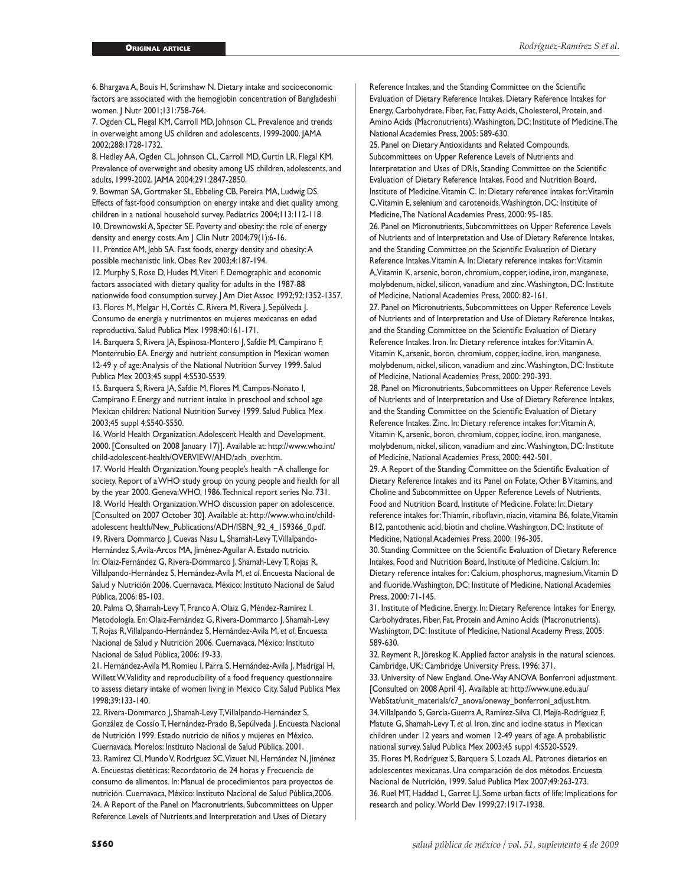6. Bhargava A, Bouis H, Scrimshaw N. Dietary intake and socioeconomic factors are associated with the hemoglobin concentration of Bangladeshi women. J Nutr 2001;131:758-764.

7. Ogden CL, Flegal KM, Carroll MD, Johnson CL. Prevalence and trends in overweight among US children and adolescents, 1999-2000. JAMA 2002;288:1728-1732.

8. Hedley AA, Ogden CL, Johnson CL, Carroll MD, Curtin LR, Flegal KM. Prevalence of overweight and obesity among US children, adolescents, and adults, 1999-2002. JAMA 2004;291:2847-2850.

9. Bowman SA, Gortmaker SL, Ebbeling CB, Pereira MA, Ludwig DS. Effects of fast-food consumption on energy intake and diet quality among children in a national household survey. Pediatrics 2004;113:112-118.

10. Drewnowski A, Specter SE. Poverty and obesity: the role of energy density and energy costs. Am J Clin Nutr 2004;79(1):6-16.

11. Prentice AM, Jebb SA. Fast foods, energy density and obesity: A possible mechanistic link. Obes Rev 2003;4:187-194.

12. Murphy S, Rose D, Hudes M, Viteri F. Demographic and economic factors associated with dietary quality for adults in the 1987-88 nationwide food consumption survey. J Am Diet Assoc 1992;92:1352-1357.

13. Flores M, Melgar H, Cortés C, Rivera M, Rivera J, Sepúlveda J. Consumo de energía y nutrimentos en mujeres mexicanas en edad reproductiva. Salud Publica Mex 1998;40:161-171.

14. Barquera S, Rivera JA, Espinosa-Montero J, Safdie M, Campirano F, Monterrubio EA. Energy and nutrient consumption in Mexican women 12-49 y of age: Analysis of the National Nutrition Survey 1999. Salud Publica Mex 2003;45 suppl 4:S530-S539.

15. Barquera S, Rivera JA, Safdie M, Flores M, Campos-Nonato I, Campirano F. Energy and nutrient intake in preschool and school age Mexican children: National Nutrition Survey 1999. Salud Publica Mex 2003;45 suppl 4:S540-S550.

16. World Health Organization. Adolescent Health and Development. 2000. [Consulted on 2008 January 17)]. Available at: http://www.who.int/child-adolescent-health/OVERVIEW/AHD/adh_over.htm.

17. World Health Organization. Young people's health −A challenge for society. Report of a WHO study group on young people and health for all by the year 2000. Geneva: WHO, 1986. Technical report series No. 731.

18. World Health Organization. WHO discussion paper on adolescence. [Consulted on 2007 October 30]. Available at: http://www.who.int/child-adolescent health/New_Publications/ADH/ISBN_92_4_159366_0.pdf.

19. Rivera Dommarco J, Cuevas Nasu L, Shamah-Levy T, Villalpando-Hernández S, Avila-Arcos MA, Jiménez-Aguilar A. Estado nutricio. In: Olaiz-Fernández G, Rivera-Dommarco J, Shamah-Levy T, Rojas R, Villalpando-Hernández S, Hernández-Avila M, *et al.* Encuesta Nacional de Salud y Nutrición 2006. Cuernavaca, México: Instituto Nacional de Salud Pública, 2006: 85-103.

20. Palma O, Shamah-Levy T, Franco A, Olaiz G, Méndez-Ramírez I. Metodología. En: Olaiz-Fernández G, Rivera-Dommarco J, Shamah-Levy T, Rojas R, Villalpando-Hernández S, Hernández-Avila M, *et al.* Encuesta Nacional de Salud y Nutrición 2006. Cuernavaca, México: Instituto Nacional de Salud Pública, 2006: 19-33.

21. Hernández-Avila M, Romieu I, Parra S, Hernández-Avila J, Madrigal H, Willett W. Validity and reproducibility of a food frequency questionnaire to assess dietary intake of women living in Mexico City. Salud Publica Mex 1998;39:133-140.

22. Rivera-Dommarco J, Shamah-Levy T, Villalpando-Hernández S, González de Cossío T, Hernández-Prado B, Sepúlveda J. Encuesta Nacional de Nutrición 1999. Estado nutricio de niños y mujeres en México. Cuernavaca, Morelos: Instituto Nacional de Salud Pública, 2001.

23. Ramírez CI, Mundo V, Rodríguez SC, Vizuet NI, Hernández N, Jiménez A. Encuestas dietéticas: Recordatorio de 24 horas y Frecuencia de consumo de alimentos. In: Manual de procedimientos para proyectos de nutrición. Cuernavaca, México: Instituto Nacional de Salud Pública, 2006.

24. A Report of the Panel on Macronutrients, Subcommittees on Upper Reference Levels of Nutrients and Interpretation and Uses of Dietary Reference Intakes, and the Standing Committee on the Scientific Evaluation of Dietary Reference Intakes. Dietary Reference Intakes for Energy, Carbohydrate, Fiber, Fat, Fatty Acids, Cholesterol, Protein, and Amino Acids (Macronutrients). Washington, DC: Institute of Medicine, The National Academies Press, 2005: 589-630.

25. Panel on Dietary Antioxidants and Related Compounds, Subcommittees on Upper Reference Levels of Nutrients and Interpretation and Uses of DRIs, Standing Committee on the Scientific Evaluation of Dietary Reference Intakes, Food and Nutrition Board, Institute of Medicine. Vitamin C. In: Dietary reference intakes for: Vitamin C, Vitamin E, selenium and carotenoids. Washington, DC: Institute of Medicine, The National Academies Press, 2000: 95-185.

26. Panel on Micronutrients, Subcommittees on Upper Reference Levels of Nutrients and of Interpretation and Use of Dietary Reference Intakes, and the Standing Committee on the Scientific Evaluation of Dietary Reference Intakes. Vitamin A. In: Dietary reference intakes for: Vitamin A, Vitamin K, arsenic, boron, chromium, copper, iodine, iron, manganese, molybdenum, nickel, silicon, vanadium and zinc. Washington, DC: Institute of Medicine, National Academies Press, 2000: 82-161.

27. Panel on Micronutrients, Subcommittees on Upper Reference Levels of Nutrients and of Interpretation and Use of Dietary Reference Intakes, and the Standing Committee on the Scientific Evaluation of Dietary Reference Intakes. Iron. In: Dietary reference intakes for: Vitamin A, Vitamin K, arsenic, boron, chromium, copper, iodine, iron, manganese, molybdenum, nickel, silicon, vanadium and zinc. Washington, DC: Institute of Medicine, National Academies Press, 2000: 290-393.

28. Panel on Micronutrients, Subcommittees on Upper Reference Levels of Nutrients and of Interpretation and Use of Dietary Reference Intakes, and the Standing Committee on the Scientific Evaluation of Dietary Reference Intakes. Zinc. In: Dietary reference intakes for: Vitamin A, Vitamin K, arsenic, boron, chromium, copper, iodine, iron, manganese, molybdenum, nickel, silicon, vanadium and zinc. Washington, DC: Institute of Medicine, National Academies Press, 2000: 442-501.

29. A Report of the Standing Committee on the Scientific Evaluation of Dietary Reference Intakes and its Panel on Folate, Other B Vitamins, and Choline and Subcommittee on Upper Reference Levels of Nutrients, Food and Nutrition Board, Institute of Medicine. Folate: In: Dietary reference intakes for: Thiamin, riboflavin, niacin, vitamina B6, folate, Vitamin B12, pantothenic acid, biotin and choline. Washington, DC: Institute of Medicine, National Academies Press, 2000: 196-305.

30. Standing Committee on the Scientific Evaluation of Dietary Reference Intakes, Food and Nutrition Board, Institute of Medicine. Calcium. In: Dietary reference intakes for: Calcium, phosphorus, magnesium, Vitamin D and fluoride. Washington, DC: Institute of Medicine, National Academies Press, 2000: 71-145.

31. Institute of Medicine. Energy. In: Dietary Reference Intakes for Energy, Carbohydrates, Fiber, Fat, Protein and Amino Acids (Macronutrients). Washington, DC: Institute of Medicine, National Academy Press, 2005: 589-630.

32. Reyment R, Jöreskog K. Applied factor analysis in the natural sciences. Cambridge, UK: Cambridge University Press, 1996: 371.

33. University of New England. One-Way ANOVA Bonferroni adjustment. [Consulted on 2008 April 4]. Available at: http://www.une.edu.au/WebStat/unit_materials/c7_anova/oneway_bonferroni_adjust.htm.

34. Villalpando S, García-Guerra A, Ramírez-Silva CI, Mejía-Rodríguez F, Matute G, Shamah-Levy T, *et al.* Iron, zinc and iodine status in Mexican children under 12 years and women 12-49 years of age. A probabilistic national survey. Salud Publica Mex 2003;45 suppl 4:S520-S529.

35. Flores M, Rodríguez S, Barquera S, Lozada AL. Patrones dietarios en adolescentes mexicanas. Una comparación de dos métodos. Encuesta Nacional de Nutrición, 1999. Salud Publica Mex 2007;49:263-273.

36. Ruel MT, Haddad L, Garret LJ. Some urban facts of life: Implications for research and policy. World Dev 1999;27:1917-1938.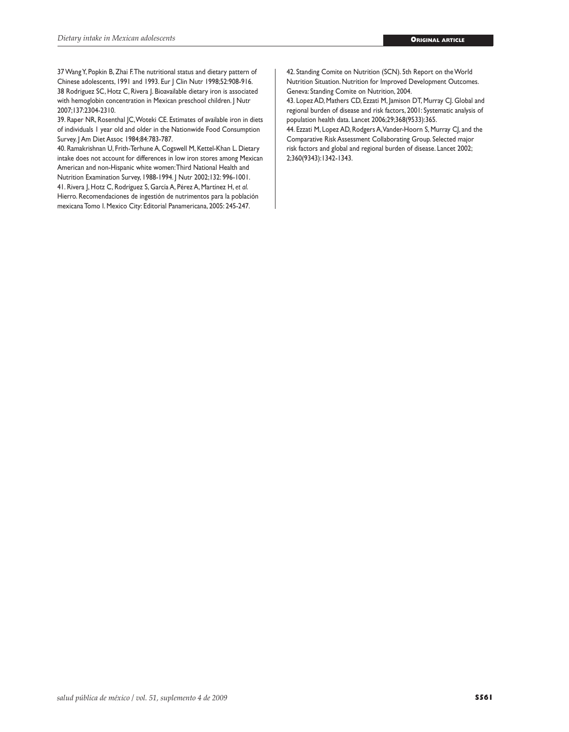37 Wang Y, Popkin B, Zhai F. The nutritional status and dietary pattern of Chinese adolescents, 1991 and 1993. Eur J Clin Nutr 1998;52:908-916.

38 Rodriguez SC, Hotz C, Rivera J. Bioavailable dietary iron is associated with hemoglobin concentration in Mexican preschool children. J Nutr 2007;137:2304-2310.

39. Raper NR, Rosenthal JC, Woteki CE. Estimates of available iron in diets of individuals 1 year old and older in the Nationwide Food Consumption Survey. J Am Diet Assoc 1984;84:783-787.

40. Ramakrishnan U, Frith-Terhune A, Cogswell M, Kettel-Khan L. Dietary intake does not account for differences in low iron stores among Mexican American and non-Hispanic white women: Third National Health and Nutrition Examination Survey, 1988-1994. J Nutr 2002;132: 996-1001.

41. Rivera J, Hotz C, Rodríguez S, García A, Pérez A, Martínez H, *et al.* Hierro. Recomendaciones de ingestión de nutrimentos para la población mexicana Tomo I. Mexico City: Editorial Panamericana, 2005: 245-247.

42. Standing Comite on Nutrition (SCN). 5th Report on the World Nutrition Situation. Nutrition for Improved Development Outcomes. Geneva: Standing Comite on Nutrition, 2004.

43. Lopez AD, Mathers CD, Ezzati M, Jamison DT, Murray CJ. Global and regional burden of disease and risk factors, 2001: Systematic analysis of population health data. Lancet 2006;29;368(9533):365.

44. Ezzati M, Lopez AD, Rodgers A, Vander-Hoorn S, Murray CJ, and the Comparative Risk Assessment Collaborating Group. Selected major risk factors and global and regional burden of disease. Lancet 2002; 2;360(9343):1342-1343.